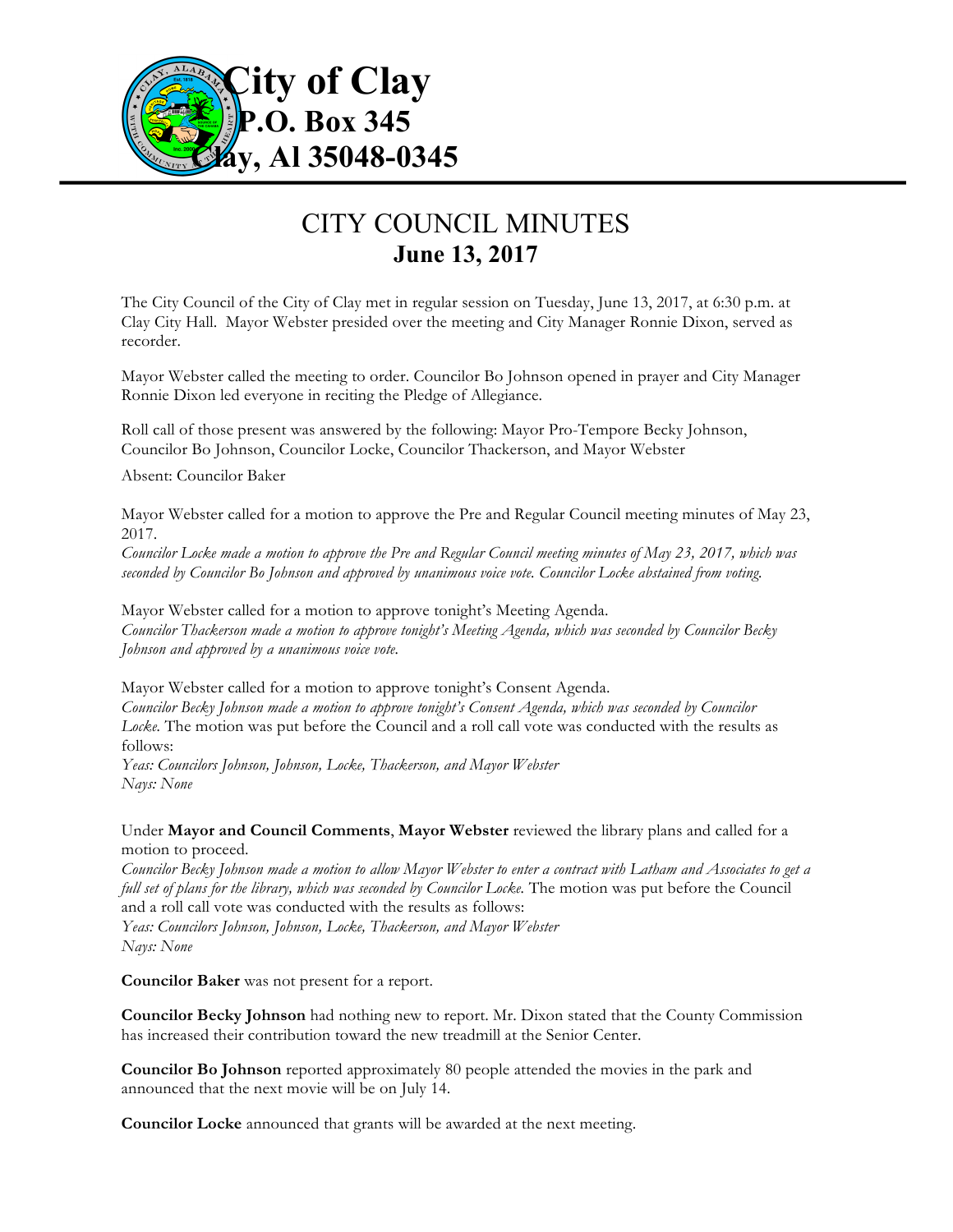**City of Clay**
**P.O. Box 345**
**Clay, Al 35048-0345**

# CITY COUNCIL MINUTES
## June 13, 2017

The City Council of the City of Clay met in regular session on Tuesday, June 13, 2017, at 6:30 p.m. at Clay City Hall. Mayor Webster presided over the meeting and City Manager Ronnie Dixon, served as recorder.

Mayor Webster called the meeting to order. Councilor Bo Johnson opened in prayer and City Manager Ronnie Dixon led everyone in reciting the Pledge of Allegiance.

Roll call of those present was answered by the following: Mayor Pro-Tempore Becky Johnson, Councilor Bo Johnson, Councilor Locke, Councilor Thackerson, and Mayor Webster

Absent: Councilor Baker

Mayor Webster called for a motion to approve the Pre and Regular Council meeting minutes of May 23, 2017.
*Councilor Locke made a motion to approve the Pre and Regular Council meeting minutes of May 23, 2017, which was seconded by Councilor Bo Johnson and approved by unanimous voice vote. Councilor Locke abstained from voting.*

Mayor Webster called for a motion to approve tonight's Meeting Agenda.
*Councilor Thackerson made a motion to approve tonight's Meeting Agenda, which was seconded by Councilor Becky Johnson and approved by a unanimous voice vote.*

Mayor Webster called for a motion to approve tonight's Consent Agenda.
*Councilor Becky Johnson made a motion to approve tonight's Consent Agenda, which was seconded by Councilor Locke.* The motion was put before the Council and a roll call vote was conducted with the results as follows:
*Yeas: Councilors Johnson, Johnson, Locke, Thackerson, and Mayor Webster*
*Nays: None*

Under **Mayor and Council Comments**, **Mayor Webster** reviewed the library plans and called for a motion to proceed.
*Councilor Becky Johnson made a motion to allow Mayor Webster to enter a contract with Latham and Associates to get a full set of plans for the library, which was seconded by Councilor Locke.* The motion was put before the Council and a roll call vote was conducted with the results as follows:
*Yeas: Councilors Johnson, Johnson, Locke, Thackerson, and Mayor Webster*
*Nays: None*

**Councilor Baker** was not present for a report.

**Councilor Becky Johnson** had nothing new to report. Mr. Dixon stated that the County Commission has increased their contribution toward the new treadmill at the Senior Center.

**Councilor Bo Johnson** reported approximately 80 people attended the movies in the park and announced that the next movie will be on July 14.

**Councilor Locke** announced that grants will be awarded at the next meeting.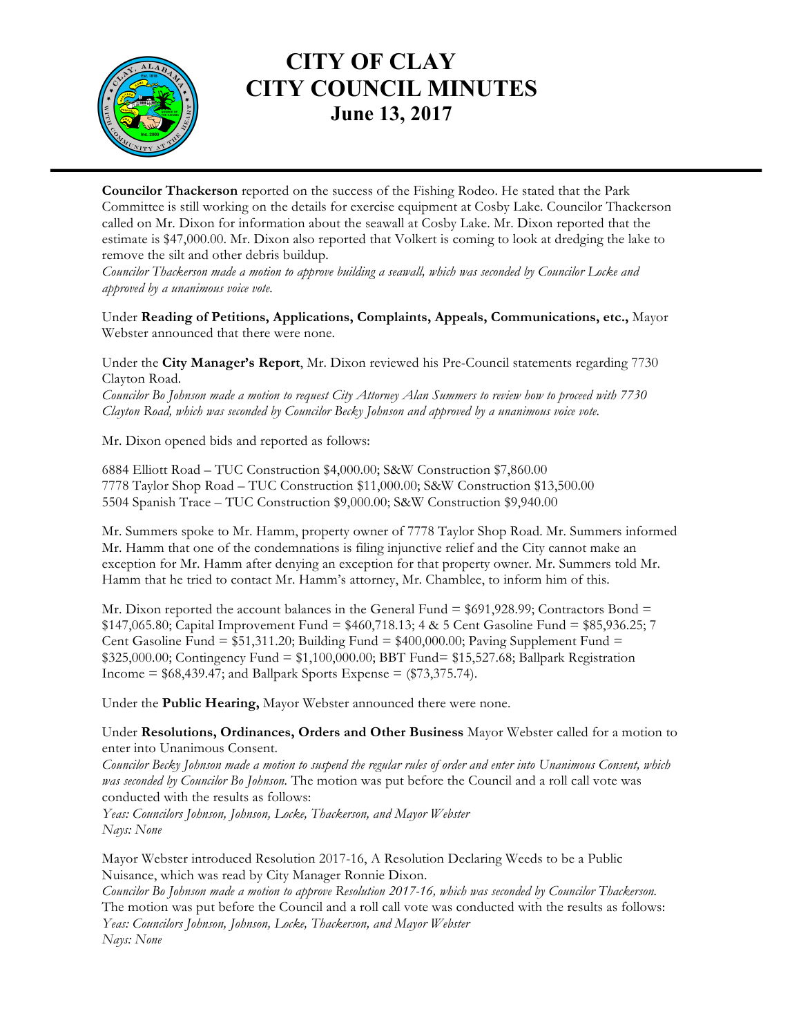# CITY OF CLAY
# CITY COUNCIL MINUTES
## June 13, 2017

**Councilor Thackerson** reported on the success of the Fishing Rodeo. He stated that the Park Committee is still working on the details for exercise equipment at Cosby Lake. Councilor Thackerson called on Mr. Dixon for information about the seawall at Cosby Lake. Mr. Dixon reported that the estimate is $47,000.00. Mr. Dixon also reported that Volkert is coming to look at dredging the lake to remove the silt and other debris buildup.

*Councilor Thackerson made a motion to approve building a seawall, which was seconded by Councilor Locke and approved by a unanimous voice vote.*

Under **Reading of Petitions, Applications, Complaints, Appeals, Communications, etc.,** Mayor Webster announced that there were none.

Under the **City Manager's Report**, Mr. Dixon reviewed his Pre-Council statements regarding 7730 Clayton Road.

*Councilor Bo Johnson made a motion to request City Attorney Alan Summers to review how to proceed with 7730 Clayton Road, which was seconded by Councilor Becky Johnson and approved by a unanimous voice vote.*

Mr. Dixon opened bids and reported as follows:

6884 Elliott Road – TUC Construction $4,000.00; S&W Construction $7,860.00
7778 Taylor Shop Road – TUC Construction $11,000.00; S&W Construction $13,500.00
5504 Spanish Trace – TUC Construction $9,000.00; S&W Construction $9,940.00

Mr. Summers spoke to Mr. Hamm, property owner of 7778 Taylor Shop Road. Mr. Summers informed Mr. Hamm that one of the condemnations is filing injunctive relief and the City cannot make an exception for Mr. Hamm after denying an exception for that property owner. Mr. Summers told Mr. Hamm that he tried to contact Mr. Hamm's attorney, Mr. Chamblee, to inform him of this.

Mr. Dixon reported the account balances in the General Fund = $691,928.99; Contractors Bond = $147,065.80; Capital Improvement Fund = $460,718.13; 4 & 5 Cent Gasoline Fund = $85,936.25; 7 Cent Gasoline Fund = $51,311.20; Building Fund = $400,000.00; Paving Supplement Fund = $325,000.00; Contingency Fund = $1,100,000.00; BBT Fund= $15,527.68; Ballpark Registration Income = $68,439.47; and Ballpark Sports Expense = ($73,375.74).

Under the **Public Hearing,** Mayor Webster announced there were none.

Under **Resolutions, Ordinances, Orders and Other Business** Mayor Webster called for a motion to enter into Unanimous Consent.

*Councilor Becky Johnson made a motion to suspend the regular rules of order and enter into Unanimous Consent, which was seconded by Councilor Bo Johnson.* The motion was put before the Council and a roll call vote was conducted with the results as follows:

*Yeas: Councilors Johnson, Johnson, Locke, Thackerson, and Mayor Webster*
*Nays: None*

Mayor Webster introduced Resolution 2017-16, A Resolution Declaring Weeds to be a Public Nuisance, which was read by City Manager Ronnie Dixon.

*Councilor Bo Johnson made a motion to approve Resolution 2017-16, which was seconded by Councilor Thackerson.* The motion was put before the Council and a roll call vote was conducted with the results as follows:

*Yeas: Councilors Johnson, Johnson, Locke, Thackerson, and Mayor Webster*
*Nays: None*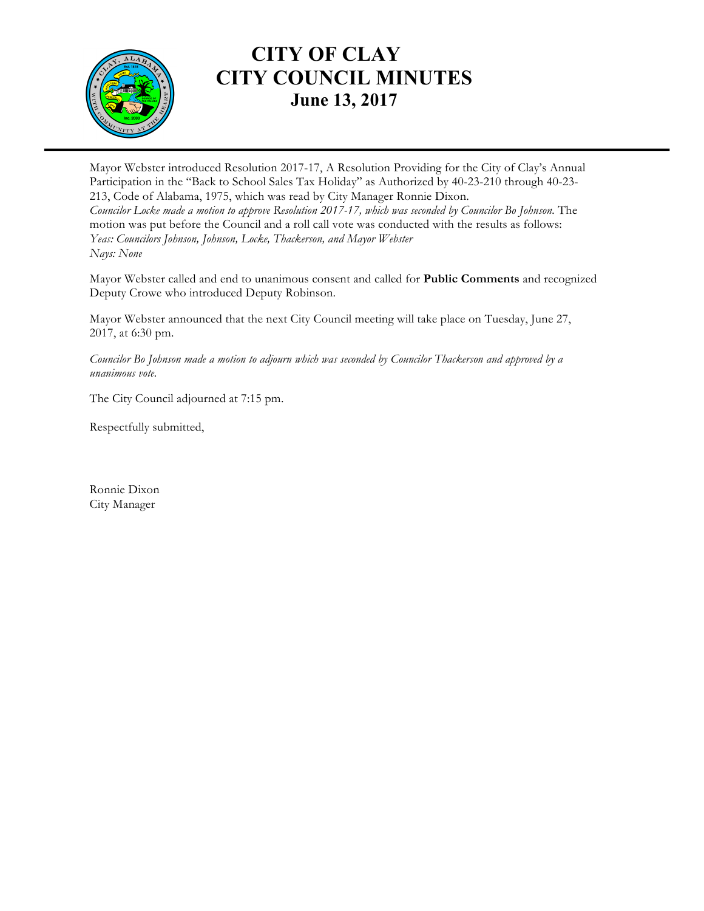# CITY OF CLAY
# CITY COUNCIL MINUTES
## June 13, 2017

Mayor Webster introduced Resolution 2017-17, A Resolution Providing for the City of Clay's Annual Participation in the "Back to School Sales Tax Holiday" as Authorized by 40-23-210 through 40-23-213, Code of Alabama, 1975, which was read by City Manager Ronnie Dixon.
*Councilor Locke made a motion to approve Resolution 2017-17, which was seconded by Councilor Bo Johnson.* The motion was put before the Council and a roll call vote was conducted with the results as follows:
*Yeas: Councilors Johnson, Johnson, Locke, Thackerson, and Mayor Webster*
*Nays: None*

Mayor Webster called and end to unanimous consent and called for **Public Comments** and recognized Deputy Crowe who introduced Deputy Robinson.

Mayor Webster announced that the next City Council meeting will take place on Tuesday, June 27, 2017, at 6:30 pm.

*Councilor Bo Johnson made a motion to adjourn which was seconded by Councilor Thackerson and approved by a unanimous vote.*

The City Council adjourned at 7:15 pm.

Respectfully submitted,

Ronnie Dixon
City Manager